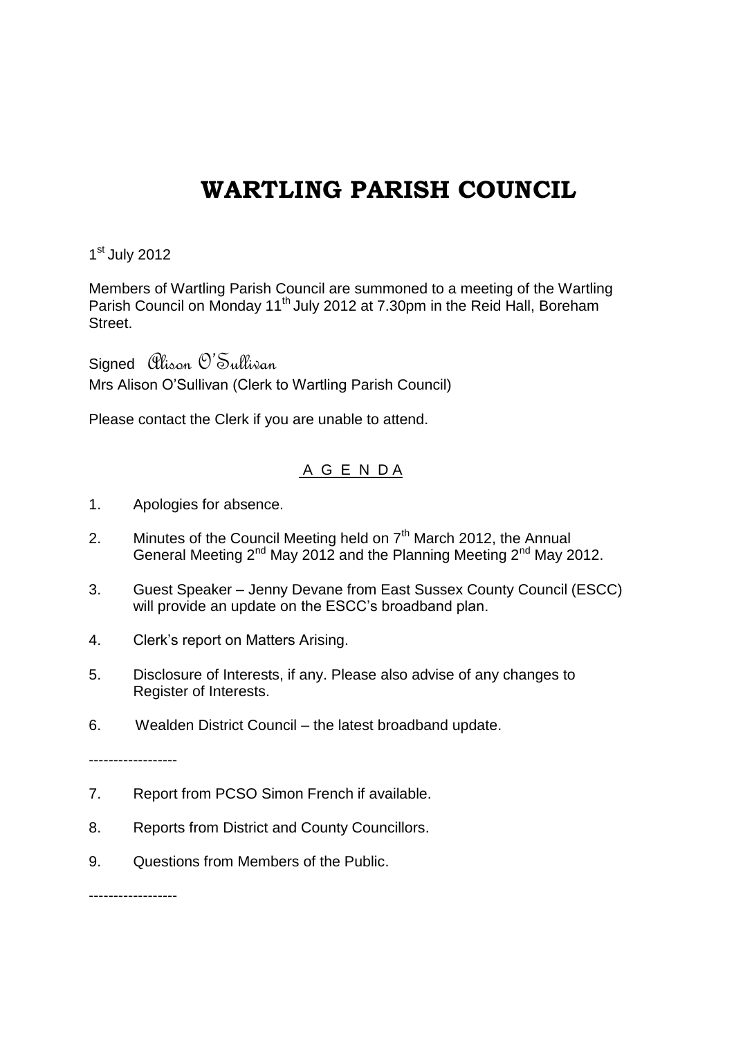# WARTLING PARISH COUNCIL

1st July 2012

Members of Wartling Parish Council are summoned to a meeting of the Wartling Parish Council on Monday 11th July 2012 at 7.30pm in the Reid Hall, Boreham Street.

Signed *Alison O'Sullivan*
Mrs Alison O'Sullivan (Clerk to Wartling Parish Council)

Please contact the Clerk if you are unable to attend.

## A G E N D A

1. Apologies for absence.
2. Minutes of the Council Meeting held on 7th March 2012, the Annual General Meeting 2nd May 2012 and the Planning Meeting 2nd May 2012.
3. Guest Speaker – Jenny Devane from East Sussex County Council (ESCC) will provide an update on the ESCC's broadband plan.
4. Clerk's report on Matters Arising.
5. Disclosure of Interests, if any. Please also advise of any changes to Register of Interests.
6. Wealden District Council – the latest broadband update.

------------------

7. Report from PCSO Simon French if available.
8. Reports from District and County Councillors.
9. Questions from Members of the Public.

------------------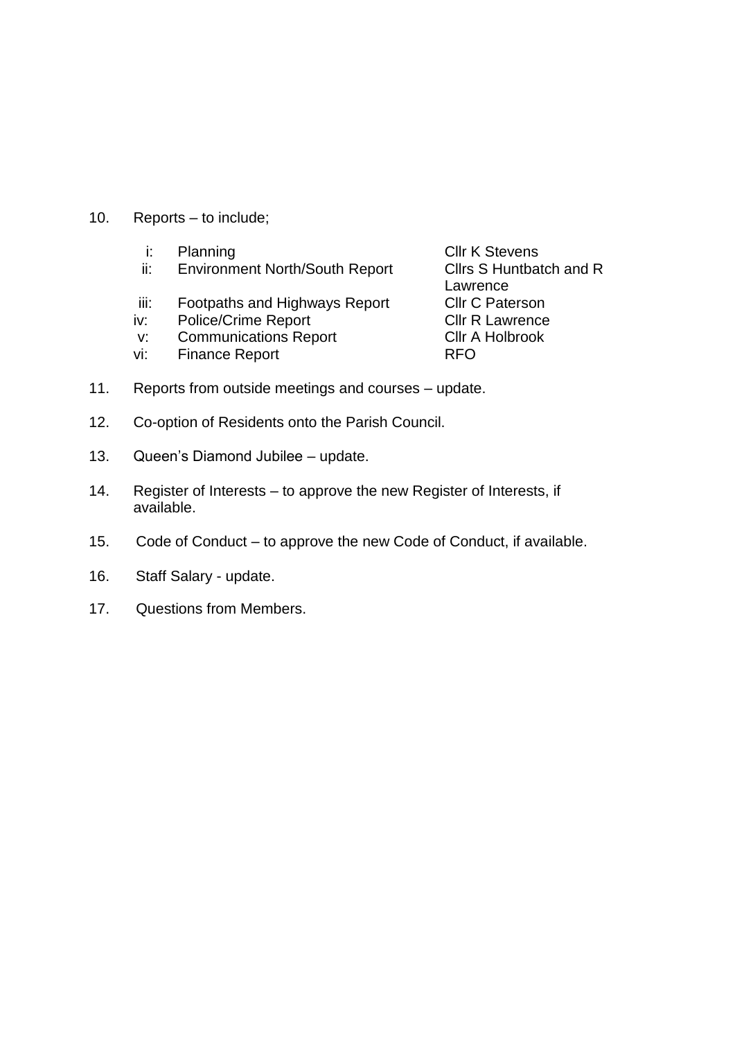10. Reports – to include;

| | | |
|---|---|---|
| i: | Planning | Cllr K Stevens |
| ii: | Environment North/South Report | Cllrs S Huntbatch and R Lawrence |
| iii: | Footpaths and Highways Report | Cllr C Paterson |
| iv: | Police/Crime Report | Cllr R Lawrence |
| v: | Communications Report | Cllr A Holbrook |
| vi: | Finance Report | RFO |

11. Reports from outside meetings and courses – update.

12. Co-option of Residents onto the Parish Council.

13. Queen's Diamond Jubilee – update.

14. Register of Interests – to approve the new Register of Interests, if available.

15. Code of Conduct – to approve the new Code of Conduct, if available.

16. Staff Salary - update.

17. Questions from Members.